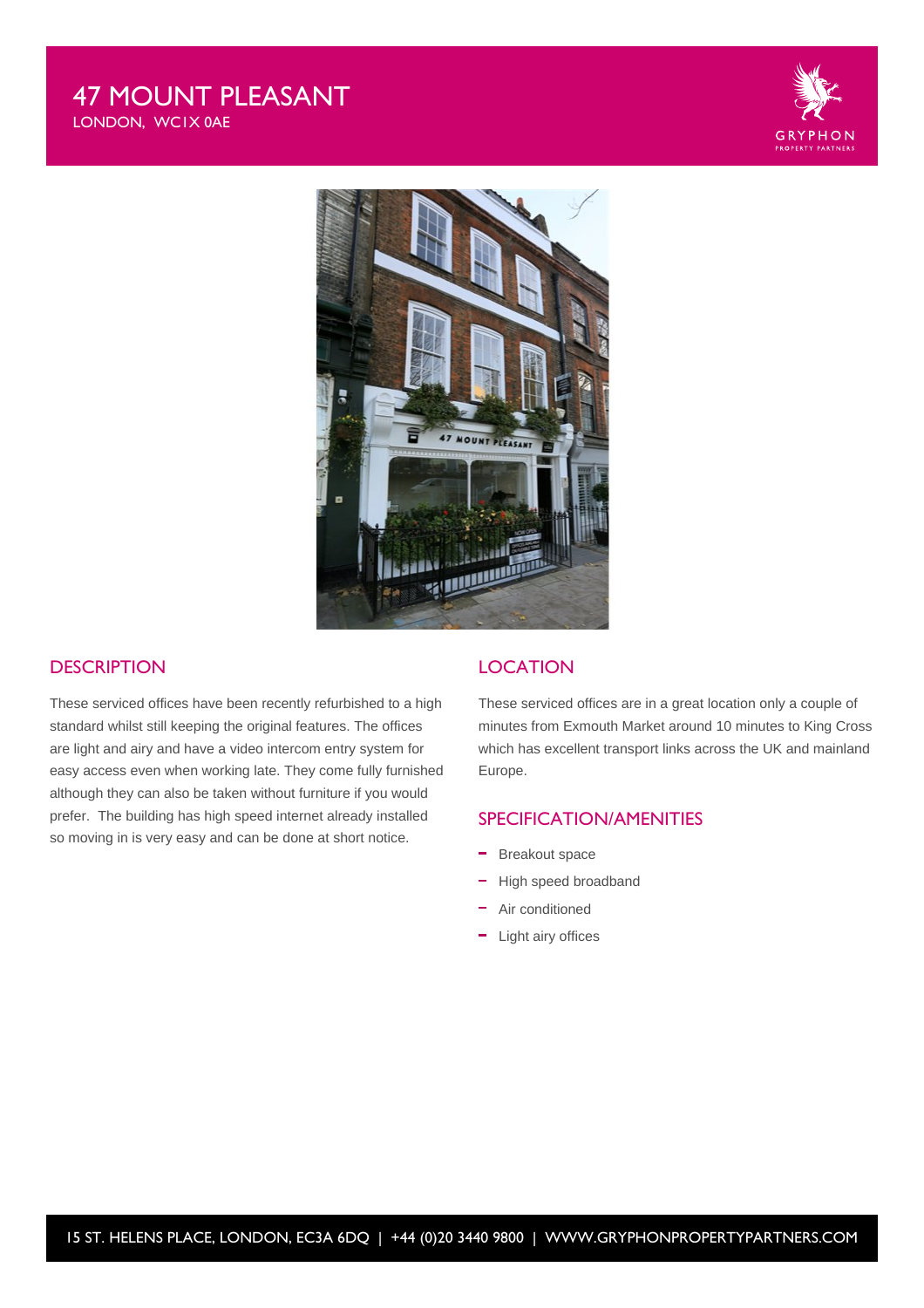# 47 MOUNT PLEASANT

LONDON, WC1X 0AE

## DESCRIPTION

These serviced offices have been recently refurbished to a high standard whilst still keeping the original features. The offices are light and airy and have a video intercom entry system for easy access even when working late. They come fully furnished although they can also be taken without furniture if you would prefer. The building has high speed internet already installed so moving in is very easy and can be done at short notice.

## LOCATION

These serviced offices are in a great location only a couple of minutes from Exmouth Market around 10 minutes to King Cross which has excellent transport links across the UK and mainland Europe.

## SPECIFICATION/AMENITIES

- Breakout space
- High speed broadband
- Air conditioned
- Light airy offices

15 ST. HELENS PLACE, LONDON, EC3A 6DQ | +44 (0)20 3440 9800 | WWW.GRYPHONPROPERTYPARTNERS.COM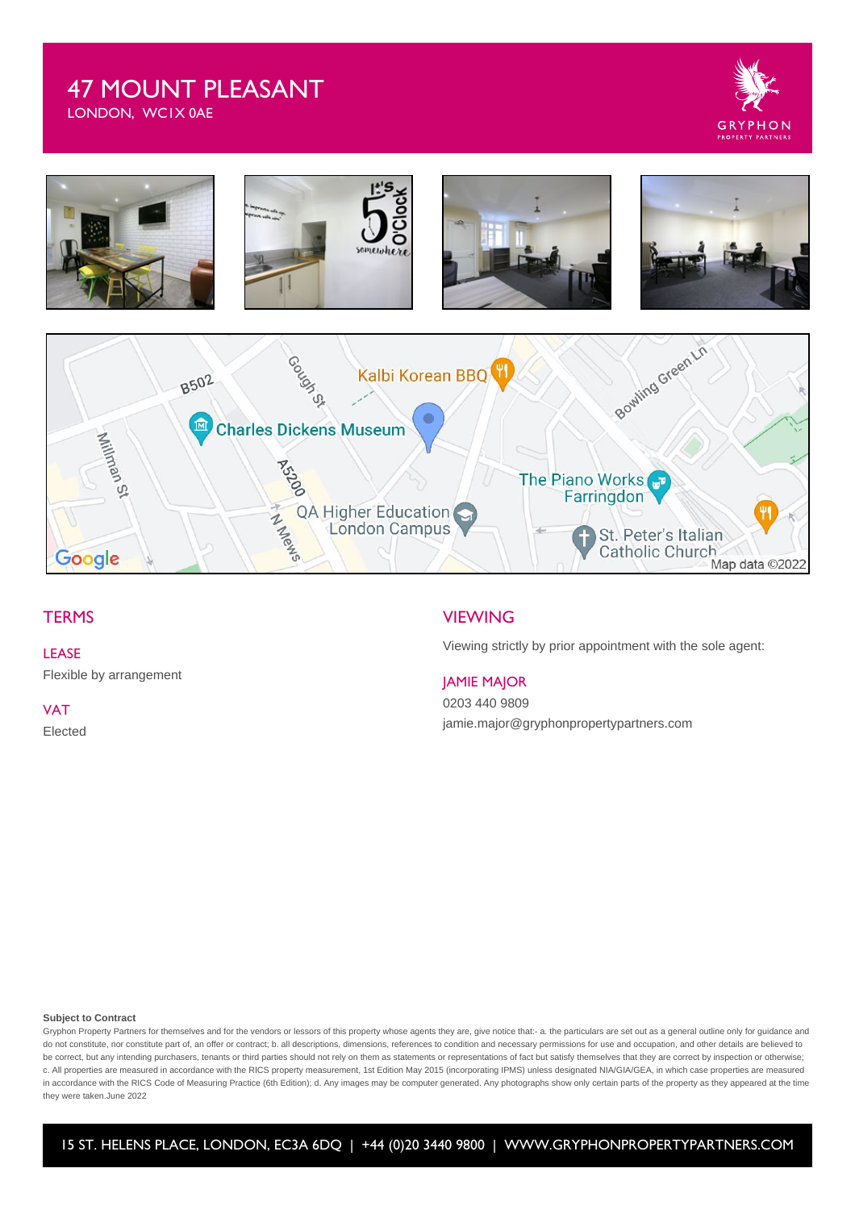# 47 MOUNT PLEASANT

LONDON, WC1X 0AE

## TERMS

### LEASE

Flexible by arrangement

### VAT

Elected

## VIEWING

Viewing strictly by prior appointment with the sole agent:

### JAMIE MAJOR

0203 440 9809

jamie.major@gryphonpropertypartners.com

**Subject to Contract**

Gryphon Property Partners for themselves and for the vendors or lessors of this property whose agents they are, give notice that:- a. the particulars are set out as a general outline only for guidance and do not constitute, nor constitute part of, an offer or contract; b. all descriptions, dimensions, references to condition and necessary permissions for use and occupation, and other details are believed to be correct, but any intending purchasers, tenants or third parties should not rely on them as statements or representations of fact but satisfy themselves that they are correct by inspection or otherwise; c. All properties are measured in accordance with the RICS property measurement, 1st Edition May 2015 (incorporating IPMS) unless designated NIA/GIA/GEA, in which case properties are measured in accordance with the RICS Code of Measuring Practice (6th Edition); d. Any images may be computer generated. Any photographs show only certain parts of the property as they appeared at the time they were taken.June 2022

15 ST. HELENS PLACE, LONDON, EC3A 6DQ | +44 (0)20 3440 9800 | WWW.GRYPHONPROPERTYPARTNERS.COM